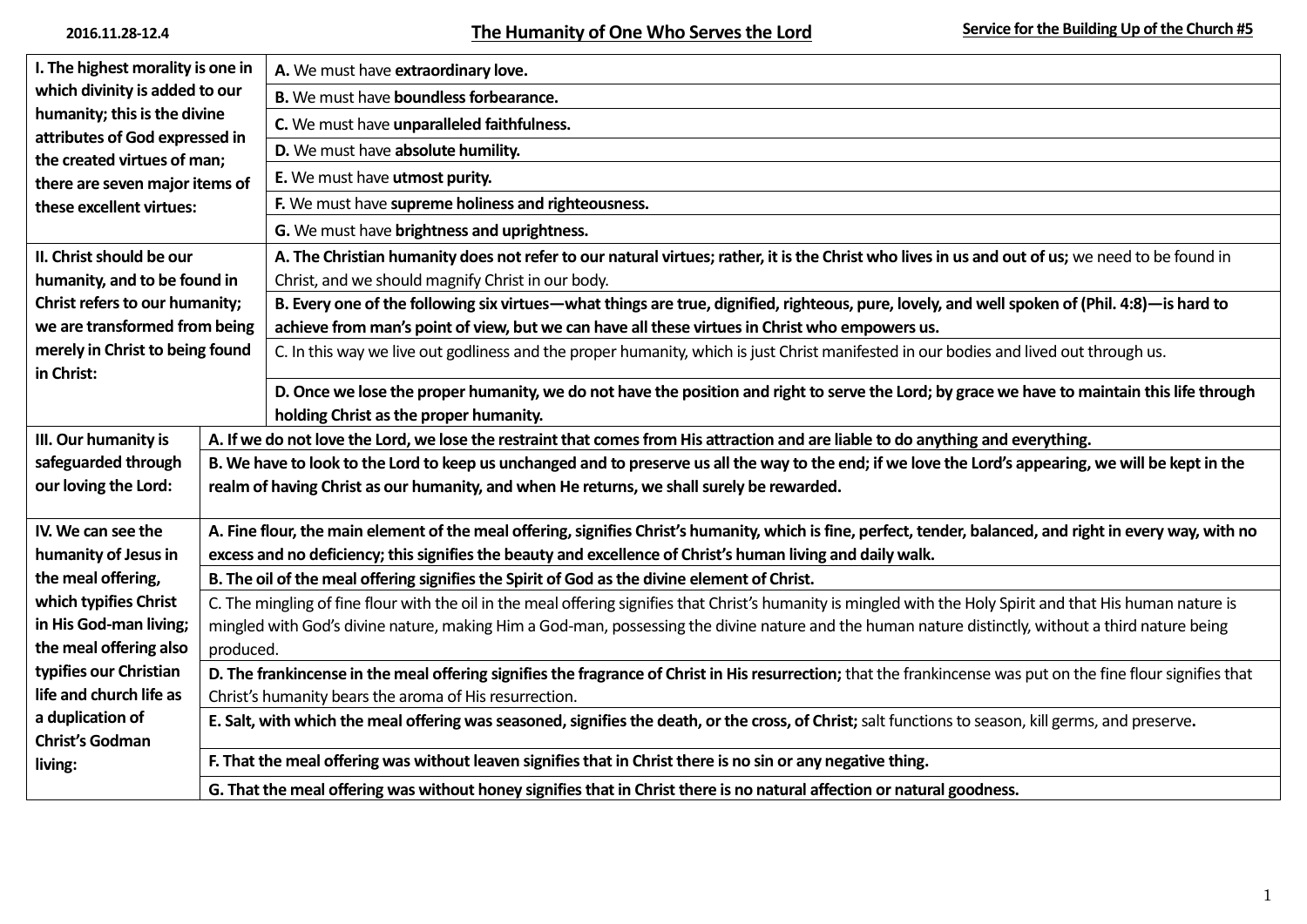2016.11.28-12.4

# The Humanity of One Who Serves the Lord

**Service for the Building Up of the Church #5**

| | |
|---|---|
| **I. The highest morality is one in which divinity is added to our humanity; this is the divine attributes of God expressed in the created virtues of man; there are seven major items of these excellent virtues:** | **A.** We must have **extraordinary love.** |
| | **B.** We must have **boundless forbearance.** |
| | **C.** We must have **unparalleled faithfulness.** |
| | **D.** We must have **absolute humility.** |
| | **E.** We must have **utmost purity.** |
| | **F.** We must have **supreme holiness and righteousness.** |
| | **G.** We must have **brightness and uprightness.** |
| **II. Christ should be our humanity, and to be found in Christ refers to our humanity; we are transformed from being merely in Christ to being found in Christ:** | **A. The Christian humanity does not refer to our natural virtues; rather, it is the Christ who lives in us and out of us;** we need to be found in Christ, and we should magnify Christ in our body. |
| | **B. Every one of the following six virtues—what things are true, dignified, righteous, pure, lovely, and well spoken of (Phil. 4:8)—is hard to achieve from man's point of view, but we can have all these virtues in Christ who empowers us.** |
| | C. In this way we live out godliness and the proper humanity, which is just Christ manifested in our bodies and lived out through us. |
| | **D. Once we lose the proper humanity, we do not have the position and right to serve the Lord; by grace we have to maintain this life through holding Christ as the proper humanity.** |
| **III. Our humanity is safeguarded through our loving the Lord:** | **A. If we do not love the Lord, we lose the restraint that comes from His attraction and are liable to do anything and everything.** |
| | **B. We have to look to the Lord to keep us unchanged and to preserve us all the way to the end; if we love the Lord's appearing, we will be kept in the realm of having Christ as our humanity, and when He returns, we shall surely be rewarded.** |
| **IV. We can see the humanity of Jesus in the meal offering, which typifies Christ in His God-man living; the meal offering also typifies our Christian life and church life as a duplication of Christ's Godman living:** | **A. Fine flour, the main element of the meal offering, signifies Christ's humanity, which is fine, perfect, tender, balanced, and right in every way, with no excess and no deficiency; this signifies the beauty and excellence of Christ's human living and daily walk.** |
| | **B. The oil of the meal offering signifies the Spirit of God as the divine element of Christ.** |
| | C. The mingling of fine flour with the oil in the meal offering signifies that Christ's humanity is mingled with the Holy Spirit and that His human nature is mingled with God's divine nature, making Him a God-man, possessing the divine nature and the human nature distinctly, without a third nature being produced. |
| | **D. The frankincense in the meal offering signifies the fragrance of Christ in His resurrection;** that the frankincense was put on the fine flour signifies that Christ's humanity bears the aroma of His resurrection. |
| | **E. Salt, with which the meal offering was seasoned, signifies the death, or the cross, of Christ;** salt functions to season, kill germs, and preserve**.** |
| | **F. That the meal offering was without leaven signifies that in Christ there is no sin or any negative thing.** |
| | **G. That the meal offering was without honey signifies that in Christ there is no natural affection or natural goodness.** |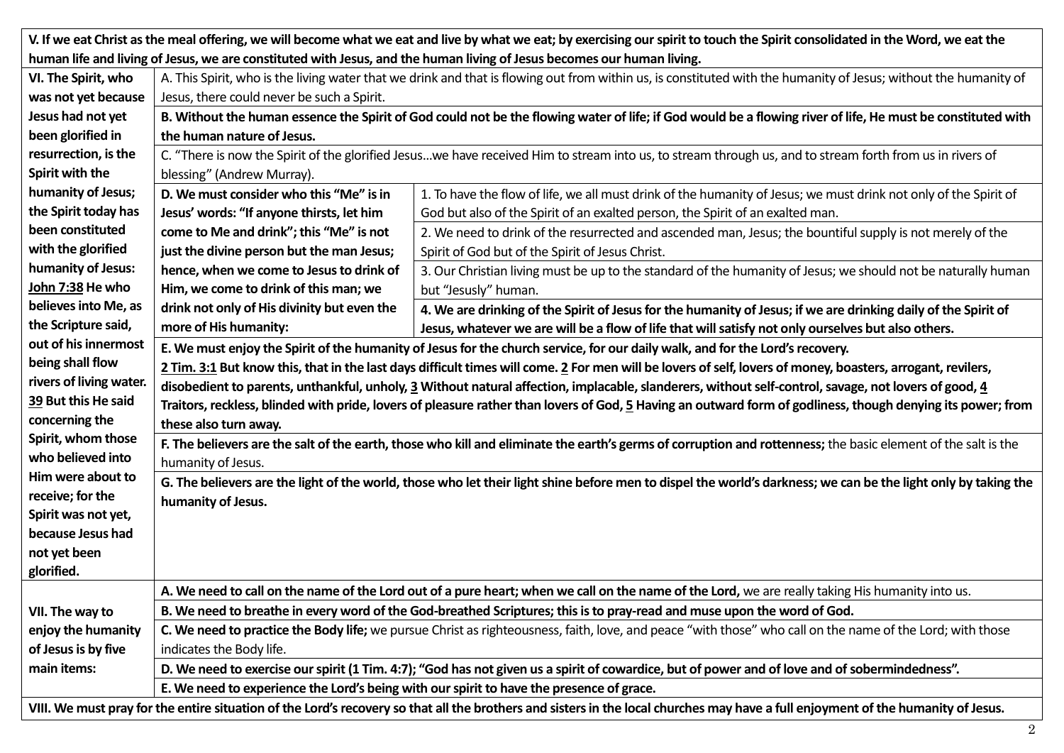**V. If we eat Christ as the meal offering, we will become what we eat and live by what we eat; by exercising our spirit to touch the Spirit consolidated in the Word, we eat the human life and living of Jesus, we are constituted with Jesus, and the human living of Jesus becomes our human living.**

**VI. The Spirit, who was not yet because Jesus had not yet been glorified in resurrection, is the Spirit with the humanity of Jesus; the Spirit today has been constituted with the glorified humanity of Jesus: John 7:38 He who believes into Me, as the Scripture said, out of his innermost being shall flow rivers of living water. 39 But this He said concerning the Spirit, whom those who believed into Him were about to receive; for the Spirit was not yet, because Jesus had not yet been glorified.**

A. This Spirit, who is the living water that we drink and that is flowing out from within us, is constituted with the humanity of Jesus; without the humanity of Jesus, there could never be such a Spirit.

**B. Without the human essence the Spirit of God could not be the flowing water of life; if God would be a flowing river of life, He must be constituted with the human nature of Jesus.**

C. "There is now the Spirit of the glorified Jesus…we have received Him to stream into us, to stream through us, and to stream forth from us in rivers of blessing" (Andrew Murray).

**D. We must consider who this "Me" is in Jesus' words: "If anyone thirsts, let him come to Me and drink"; this "Me" is not just the divine person but the man Jesus; hence, when we come to Jesus to drink of Him, we come to drink of this man; we drink not only of His divinity but even the more of His humanity:**

1. To have the flow of life, we all must drink of the humanity of Jesus; we must drink not only of the Spirit of God but also of the Spirit of an exalted person, the Spirit of an exalted man.
2. We need to drink of the resurrected and ascended man, Jesus; the bountiful supply is not merely of the Spirit of God but of the Spirit of Jesus Christ.
3. Our Christian living must be up to the standard of the humanity of Jesus; we should not be naturally human but "Jesusly" human.
4. **We are drinking of the Spirit of Jesus for the humanity of Jesus; if we are drinking daily of the Spirit of Jesus, whatever we are will be a flow of life that will satisfy not only ourselves but also others.**

**E. We must enjoy the Spirit of the humanity of Jesus for the church service, for our daily walk, and for the Lord's recovery.**

**2 Tim. 3:1 But know this, that in the last days difficult times will come. 2 For men will be lovers of self, lovers of money, boasters, arrogant, revilers, disobedient to parents, unthankful, unholy, 3 Without natural affection, implacable, slanderers, without self-control, savage, not lovers of good, 4 Traitors, reckless, blinded with pride, lovers of pleasure rather than lovers of God, 5 Having an outward form of godliness, though denying its power; from these also turn away.**

**F. The believers are the salt of the earth, those who kill and eliminate the earth's germs of corruption and rottenness;** the basic element of the salt is the humanity of Jesus.

**G. The believers are the light of the world, those who let their light shine before men to dispel the world's darkness; we can be the light only by taking the humanity of Jesus.**

**VII. The way to enjoy the humanity of Jesus is by five main items:**

**A. We need to call on the name of the Lord out of a pure heart; when we call on the name of the Lord,** we are really taking His humanity into us.

**B. We need to breathe in every word of the God-breathed Scriptures; this is to pray-read and muse upon the word of God.**

**C. We need to practice the Body life;** we pursue Christ as righteousness, faith, love, and peace "with those" who call on the name of the Lord; with those indicates the Body life.

**D. We need to exercise our spirit (1 Tim. 4:7); "God has not given us a spirit of cowardice, but of power and of love and of sobermindedness".**

**E. We need to experience the Lord's being with our spirit to have the presence of grace.**

**VIII. We must pray for the entire situation of the Lord's recovery so that all the brothers and sisters in the local churches may have a full enjoyment of the humanity of Jesus.**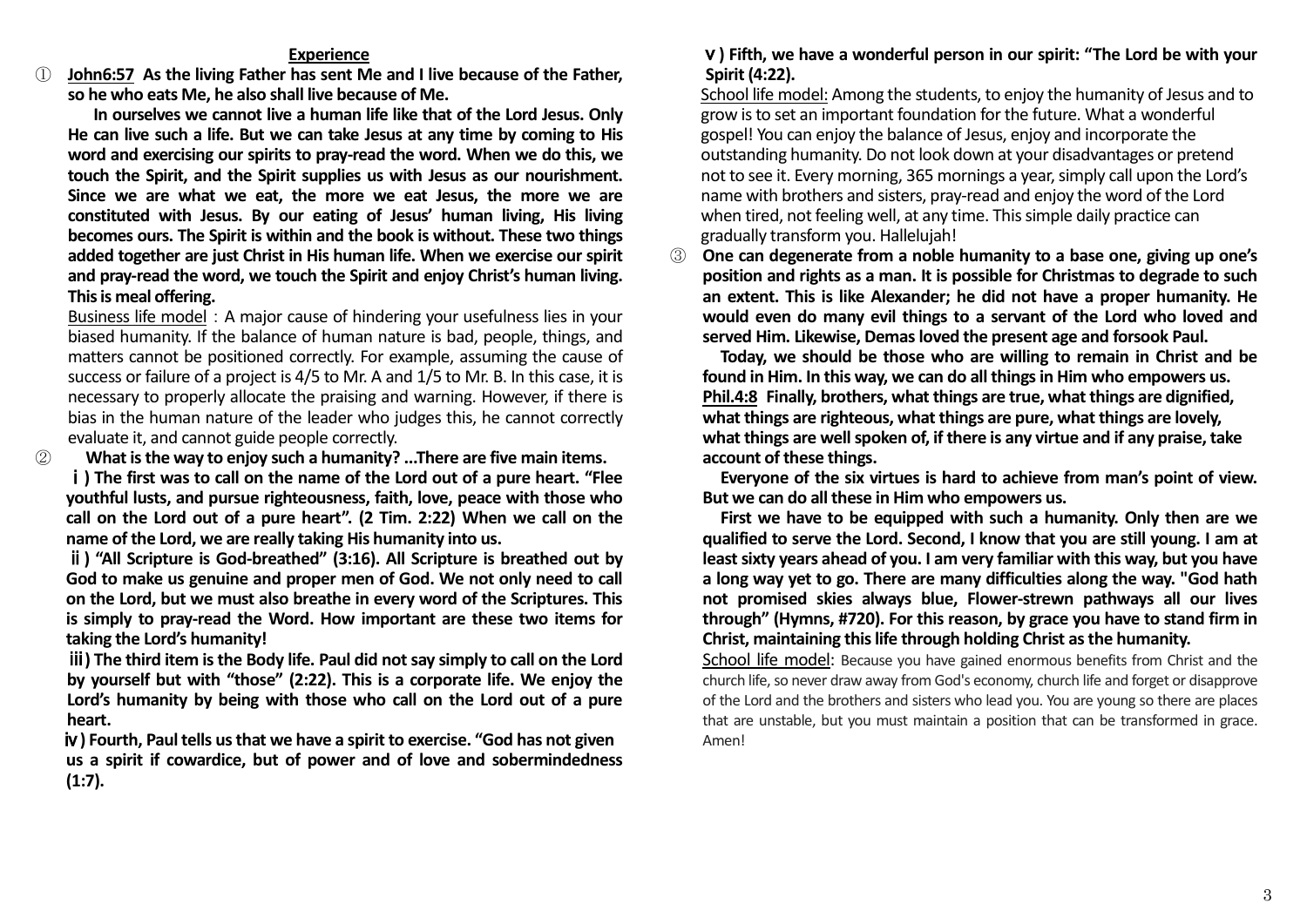**Experience**

① **John6:57 As the living Father has sent Me and I live because of the Father, so he who eats Me, he also shall live because of Me.**

**In ourselves we cannot live a human life like that of the Lord Jesus. Only He can live such a life. But we can take Jesus at any time by coming to His word and exercising our spirits to pray-read the word. When we do this, we touch the Spirit, and the Spirit supplies us with Jesus as our nourishment. Since we are what we eat, the more we eat Jesus, the more we are constituted with Jesus. By our eating of Jesus' human living, His living becomes ours. The Spirit is within and the book is without. These two things added together are just Christ in His human life. When we exercise our spirit and pray-read the word, we touch the Spirit and enjoy Christ's human living. This is meal offering.**

Business life model：A major cause of hindering your usefulness lies in your biased humanity. If the balance of human nature is bad, people, things, and matters cannot be positioned correctly. For example, assuming the cause of success or failure of a project is 4/5 to Mr. A and 1/5 to Mr. B. In this case, it is necessary to properly allocate the praising and warning. However, if there is bias in the human nature of the leader who judges this, he cannot correctly evaluate it, and cannot guide people correctly.

② **What is the way to enjoy such a humanity? ...There are five main items.**

**ⅰ) The first was to call on the name of the Lord out of a pure heart. "Flee youthful lusts, and pursue righteousness, faith, love, peace with those who call on the Lord out of a pure heart". (2 Tim. 2:22) When we call on the name of the Lord, we are really taking His humanity into us.**

**ⅱ) "All Scripture is God-breathed" (3:16). All Scripture is breathed out by God to make us genuine and proper men of God. We not only need to call on the Lord, but we must also breathe in every word of the Scriptures. This is simply to pray-read the Word. How important are these two items for taking the Lord's humanity!**

**ⅲ) The third item is the Body life. Paul did not say simply to call on the Lord by yourself but with "those" (2:22). This is a corporate life. We enjoy the Lord's humanity by being with those who call on the Lord out of a pure heart.**

**ⅳ) Fourth, Paul tells us that we have a spirit to exercise. "God has not given us a spirit if cowardice, but of power and of love and sobermindedness (1:7).**

**ⅴ) Fifth, we have a wonderful person in our spirit: "The Lord be with your Spirit (4:22).**

School life model: Among the students, to enjoy the humanity of Jesus and to grow is to set an important foundation for the future. What a wonderful gospel! You can enjoy the balance of Jesus, enjoy and incorporate the outstanding humanity. Do not look down at your disadvantages or pretend not to see it. Every morning, 365 mornings a year, simply call upon the Lord's name with brothers and sisters, pray-read and enjoy the word of the Lord when tired, not feeling well, at any time. This simple daily practice can gradually transform you. Hallelujah!

③ **One can degenerate from a noble humanity to a base one, giving up one's position and rights as a man. It is possible for Christmas to degrade to such an extent. This is like Alexander; he did not have a proper humanity. He would even do many evil things to a servant of the Lord who loved and served Him. Likewise, Demas loved the present age and forsook Paul.**

**Today, we should be those who are willing to remain in Christ and be found in Him. In this way, we can do all things in Him who empowers us. Phil.4:8 Finally, brothers, what things are true, what things are dignified, what things are righteous, what things are pure, what things are lovely, what things are well spoken of, if there is any virtue and if any praise, take account of these things.**

**Everyone of the six virtues is hard to achieve from man's point of view. But we can do all these in Him who empowers us.**

**First we have to be equipped with such a humanity. Only then are we qualified to serve the Lord. Second, I know that you are still young. I am at least sixty years ahead of you. I am very familiar with this way, but you have a long way yet to go. There are many difficulties along the way. "God hath not promised skies always blue, Flower-strewn pathways all our lives through" (Hymns, #720). For this reason, by grace you have to stand firm in Christ, maintaining this life through holding Christ as the humanity.**

School life model: Because you have gained enormous benefits from Christ and the church life, so never draw away from God's economy, church life and forget or disapprove of the Lord and the brothers and sisters who lead you. You are young so there are places that are unstable, but you must maintain a position that can be transformed in grace. Amen!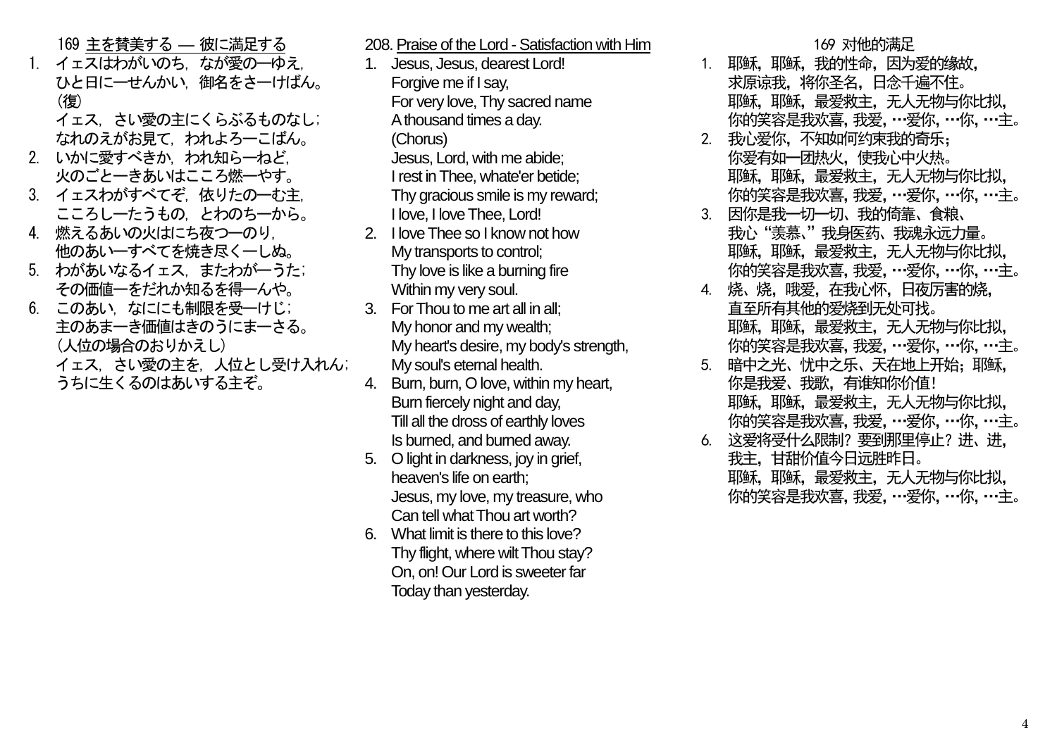## 169 主を賛美する — 彼に満足する

1. イェスはわがいのち，なが愛の—ゆえ，
   ひと日に—せんかい，御名をさ—けばん。
   (復)
   イェス，さい愛の主にくらぶるものなし；
   なれのえが お見て，われよろ—こばん。
2. いかに愛すべきか，われ知ら—ねど，
   火のごと—きあいはこころ燃—やす。
3. イェスわがすべてぞ，依りたの—む主，
   こころし—たうもの，とわのち—から。
4. 燃えるあいの火はにち夜つ—のり，
   他のあい—すべてを焼き尽く—しぬ。
5. わがあいなるイェス，またわが—うた；
   その価値—をだれか知るを得—んや。
6. このあい，なにも制限を受—けじ；
   主のあま—き価値はきのうにま—さる。
   （人位の場合のおりかえし）
   イェス，さい愛の主を，人位とし受け入れん；
   うちに生くるのはあいする主ぞ。

## 208. Praise of the Lord - Satisfaction with Him

1. Jesus, Jesus, dearest Lord!
   Forgive me if I say,
   For very love, Thy sacred name
   A thousand times a day.
   (Chorus)
   Jesus, Lord, with me abide;
   I rest in Thee, whate'er betide;
   Thy gracious smile is my reward;
   I love, I love Thee, Lord!
2. I love Thee so I know not how
   My transports to control;
   Thy love is like a burning fire
   Within my very soul.
3. For Thou to me art all in all;
   My honor and my wealth;
   My heart's desire, my body's strength,
   My soul's eternal health.
4. Burn, burn, O love, within my heart,
   Burn fiercely night and day,
   Till all the dross of earthly loves
   Is burned, and burned away.
5. O light in darkness, joy in grief,
   heaven's life on earth;
   Jesus, my love, my treasure, who
   Can tell what Thou art worth?
6. What limit is there to this love?
   Thy flight, where wilt Thou stay?
   On, on! Our Lord is sweeter far
   Today than yesterday.

## 169 对他的满足

1. 耶稣，耶稣，我的性命，因为爱的缘故，
   求原谅我，将你圣名，日念千遍不住。
   耶稣，耶稣，最爱救主，无人无物与你比拟，
   你的笑容是我欢喜, 我爱, …爱你, …你, …主。
2. 我心爱你，不知如何约束我的奇乐；
   你爱有如一团热火，使我心中火热。
   耶稣，耶稣，最爱救主，无人无物与你比拟，
   你的笑容是我欢喜, 我爱, …爱你, …你, …主。
3. 因你是我一切一切、我的倚靠、食粮、
   我心"羡慕、"我身医药、我魂永远力量。
   耶稣，耶稣，最爱救主，无人无物与你比拟，
   你的笑容是我欢喜, 我爱, …爱你, …你, …主。
4. 烧、烧，哦爱，在我心怀，日夜厉害的烧，
   直至所有其他的爱烧到无处可找。
   耶稣，耶稣，最爱救主，无人无物与你比拟，
   你的笑容是我欢喜, 我爱, …爱你, …你, …主。
5. 暗中之光、忧中之乐、天在地上开始；耶稣，
   你是我爱、我歌，有谁知你价值！
   耶稣，耶稣，最爱救主，无人无物与你比拟，
   你的笑容是我欢喜, 我爱, …爱你, …你, …主。
6. 这爱将受什么限制？要到那里停止？进、进，
   我主，甘甜价值今日远胜昨日。
   耶稣，耶稣，最爱救主，无人无物与你比拟，
   你的笑容是我欢喜, 我爱, …爱你, …你, …主。